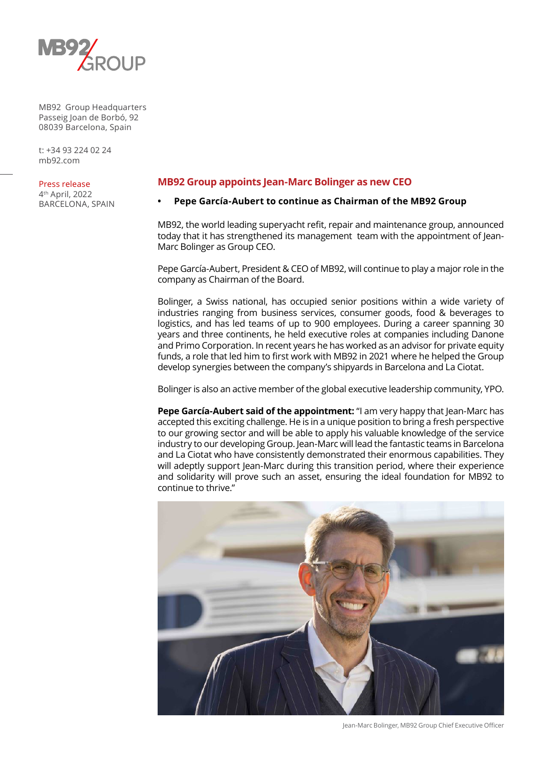MB92 Group Headquarters
Passeig Joan de Borbó, 92
08039 Barcelona, Spain

t: +34 93 224 02 24
mb92.com

Press release
4th April, 2022
BARCELONA, SPAIN

## MB92 Group appoints Jean-Marc Bolinger as new CEO

- **Pepe García-Aubert to continue as Chairman of the MB92 Group**

MB92, the world leading superyacht refit, repair and maintenance group, announced today that it has strengthened its management team with the appointment of Jean-Marc Bolinger as Group CEO.

Pepe García-Aubert, President & CEO of MB92, will continue to play a major role in the company as Chairman of the Board.

Bolinger, a Swiss national, has occupied senior positions within a wide variety of industries ranging from business services, consumer goods, food & beverages to logistics, and has led teams of up to 900 employees. During a career spanning 30 years and three continents, he held executive roles at companies including Danone and Primo Corporation. In recent years he has worked as an advisor for private equity funds, a role that led him to first work with MB92 in 2021 where he helped the Group develop synergies between the company's shipyards in Barcelona and La Ciotat.

Bolinger is also an active member of the global executive leadership community, YPO.

**Pepe García-Aubert said of the appointment:** "I am very happy that Jean-Marc has accepted this exciting challenge. He is in a unique position to bring a fresh perspective to our growing sector and will be able to apply his valuable knowledge of the service industry to our developing Group. Jean-Marc will lead the fantastic teams in Barcelona and La Ciotat who have consistently demonstrated their enormous capabilities. They will adeptly support Jean-Marc during this transition period, where their experience and solidarity will prove such an asset, ensuring the ideal foundation for MB92 to continue to thrive."

Jean-Marc Bolinger, MB92 Group Chief Executive Officer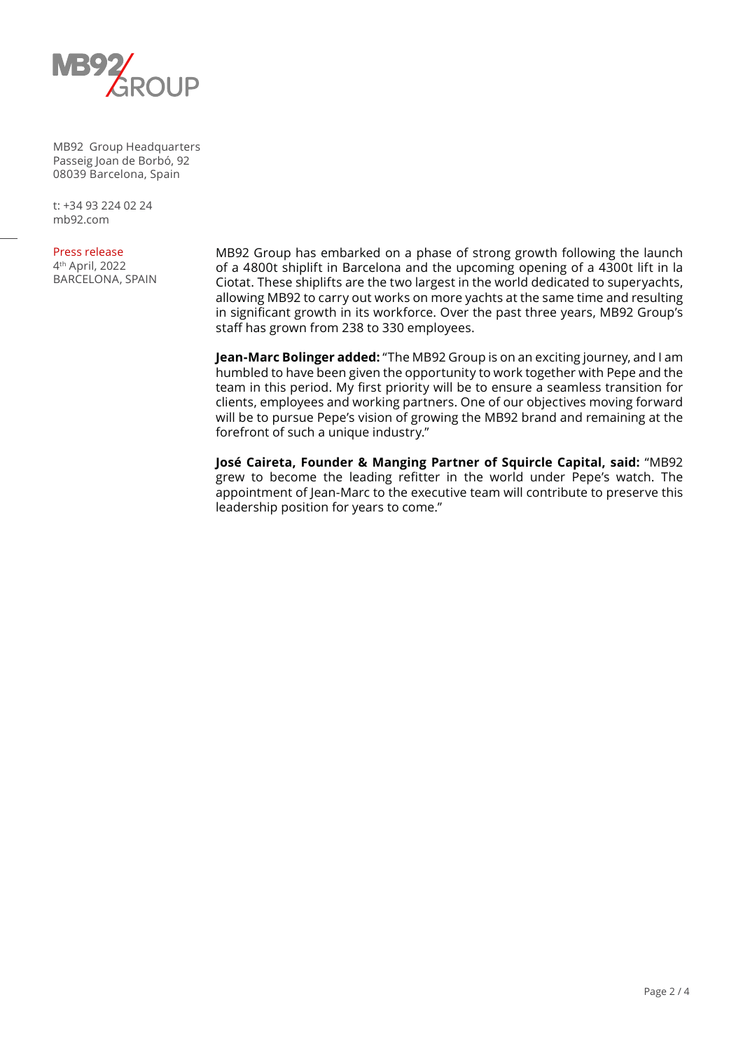MB92 Group Headquarters
Passeig Joan de Borbó, 92
08039 Barcelona, Spain

t: +34 93 224 02 24
mb92.com

Press release
4th April, 2022
BARCELONA, SPAIN

MB92 Group has embarked on a phase of strong growth following the launch of a 4800t shiplift in Barcelona and the upcoming opening of a 4300t lift in la Ciotat. These shiplifts are the two largest in the world dedicated to superyachts, allowing MB92 to carry out works on more yachts at the same time and resulting in significant growth in its workforce. Over the past three years, MB92 Group's staff has grown from 238 to 330 employees.

**Jean-Marc Bolinger added:** "The MB92 Group is on an exciting journey, and I am humbled to have been given the opportunity to work together with Pepe and the team in this period. My first priority will be to ensure a seamless transition for clients, employees and working partners. One of our objectives moving forward will be to pursue Pepe's vision of growing the MB92 brand and remaining at the forefront of such a unique industry."

**José Caireta, Founder & Manging Partner of Squircle Capital, said:** "MB92 grew to become the leading refitter in the world under Pepe's watch. The appointment of Jean-Marc to the executive team will contribute to preserve this leadership position for years to come."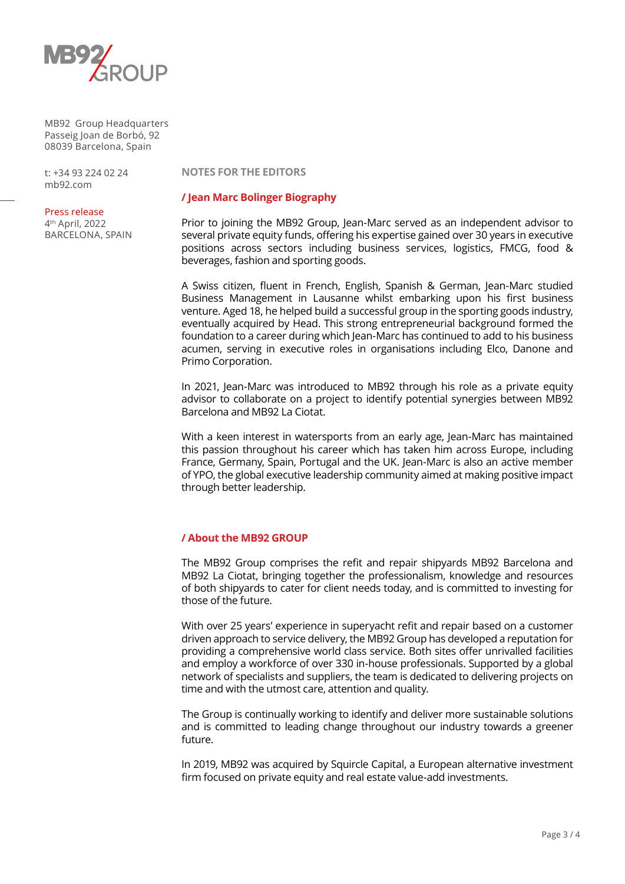MB92 Group Headquarters
Passeig Joan de Borbó, 92
08039 Barcelona, Spain

t: +34 93 224 02 24
mb92.com

Press release
4th April, 2022
BARCELONA, SPAIN

**NOTES FOR THE EDITORS**

## / Jean Marc Bolinger Biography

Prior to joining the MB92 Group, Jean-Marc served as an independent advisor to several private equity funds, offering his expertise gained over 30 years in executive positions across sectors including business services, logistics, FMCG, food & beverages, fashion and sporting goods.

A Swiss citizen, fluent in French, English, Spanish & German, Jean-Marc studied Business Management in Lausanne whilst embarking upon his first business venture. Aged 18, he helped build a successful group in the sporting goods industry, eventually acquired by Head. This strong entrepreneurial background formed the foundation to a career during which Jean-Marc has continued to add to his business acumen, serving in executive roles in organisations including Elco, Danone and Primo Corporation.

In 2021, Jean-Marc was introduced to MB92 through his role as a private equity advisor to collaborate on a project to identify potential synergies between MB92 Barcelona and MB92 La Ciotat.

With a keen interest in watersports from an early age, Jean-Marc has maintained this passion throughout his career which has taken him across Europe, including France, Germany, Spain, Portugal and the UK. Jean-Marc is also an active member of YPO, the global executive leadership community aimed at making positive impact through better leadership.

## / About the MB92 GROUP

The MB92 Group comprises the refit and repair shipyards MB92 Barcelona and MB92 La Ciotat, bringing together the professionalism, knowledge and resources of both shipyards to cater for client needs today, and is committed to investing for those of the future.

With over 25 years' experience in superyacht refit and repair based on a customer driven approach to service delivery, the MB92 Group has developed a reputation for providing a comprehensive world class service. Both sites offer unrivalled facilities and employ a workforce of over 330 in-house professionals. Supported by a global network of specialists and suppliers, the team is dedicated to delivering projects on time and with the utmost care, attention and quality.

The Group is continually working to identify and deliver more sustainable solutions and is committed to leading change throughout our industry towards a greener future.

In 2019, MB92 was acquired by Squircle Capital, a European alternative investment firm focused on private equity and real estate value-add investments.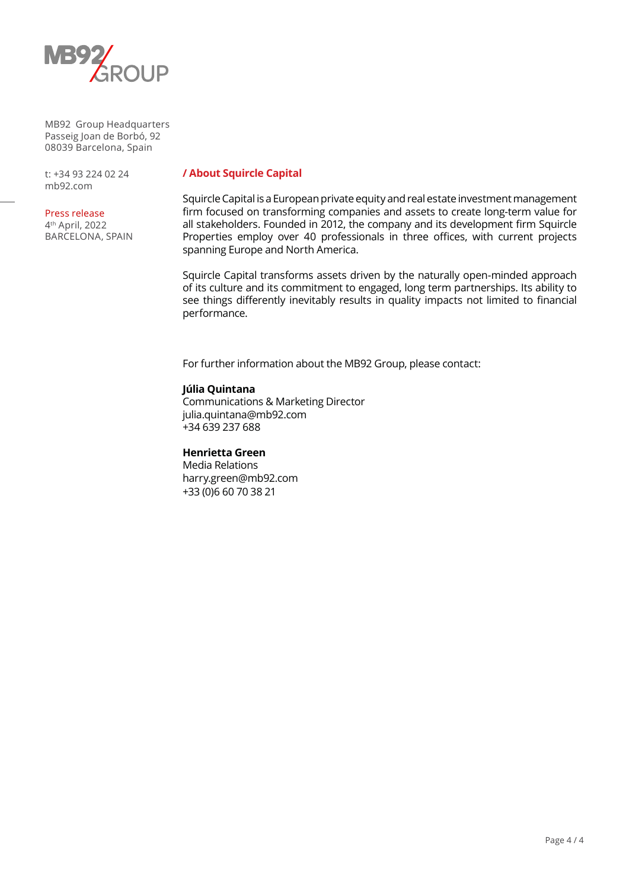MB92 Group Headquarters
Passeig Joan de Borbó, 92
08039 Barcelona, Spain

t: +34 93 224 02 24
mb92.com

Press release
4th April, 2022
BARCELONA, SPAIN

## / About Squircle Capital

Squircle Capital is a European private equity and real estate investment management firm focused on transforming companies and assets to create long-term value for all stakeholders. Founded in 2012, the company and its development firm Squircle Properties employ over 40 professionals in three offices, with current projects spanning Europe and North America.

Squircle Capital transforms assets driven by the naturally open-minded approach of its culture and its commitment to engaged, long term partnerships. Its ability to see things differently inevitably results in quality impacts not limited to financial performance.

For further information about the MB92 Group, please contact:

**Júlia Quintana**
Communications & Marketing Director
julia.quintana@mb92.com
+34 639 237 688

**Henrietta Green**
Media Relations
harry.green@mb92.com
+33 (0)6 60 70 38 21